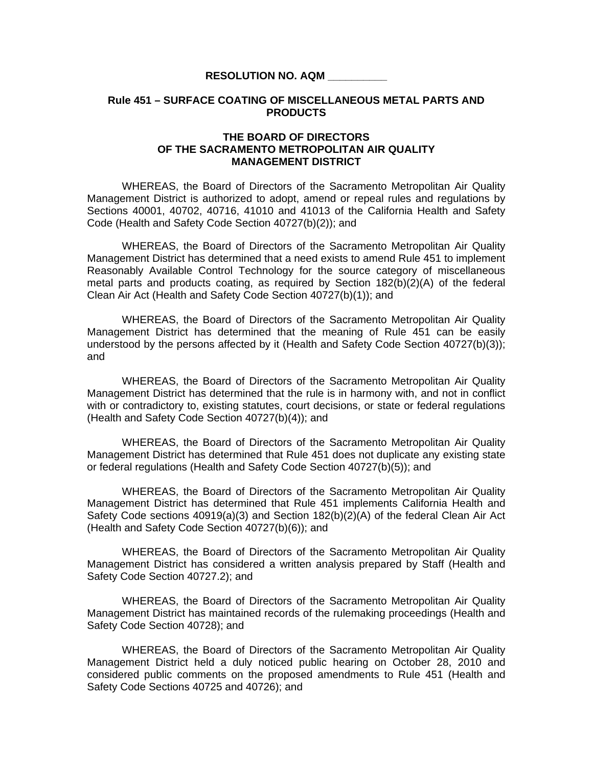**RESOLUTION NO. AQM __________**

**Rule 451 – SURFACE COATING OF MISCELLANEOUS METAL PARTS AND PRODUCTS**

**THE BOARD OF DIRECTORS OF THE SACRAMENTO METROPOLITAN AIR QUALITY MANAGEMENT DISTRICT**

WHEREAS, the Board of Directors of the Sacramento Metropolitan Air Quality Management District is authorized to adopt, amend or repeal rules and regulations by Sections 40001, 40702, 40716, 41010 and 41013 of the California Health and Safety Code (Health and Safety Code Section 40727(b)(2)); and

WHEREAS, the Board of Directors of the Sacramento Metropolitan Air Quality Management District has determined that a need exists to amend Rule 451 to implement Reasonably Available Control Technology for the source category of miscellaneous metal parts and products coating, as required by Section 182(b)(2)(A) of the federal Clean Air Act (Health and Safety Code Section 40727(b)(1)); and

WHEREAS, the Board of Directors of the Sacramento Metropolitan Air Quality Management District has determined that the meaning of Rule 451 can be easily understood by the persons affected by it (Health and Safety Code Section 40727(b)(3)); and

WHEREAS, the Board of Directors of the Sacramento Metropolitan Air Quality Management District has determined that the rule is in harmony with, and not in conflict with or contradictory to, existing statutes, court decisions, or state or federal regulations (Health and Safety Code Section 40727(b)(4)); and

WHEREAS, the Board of Directors of the Sacramento Metropolitan Air Quality Management District has determined that Rule 451 does not duplicate any existing state or federal regulations (Health and Safety Code Section 40727(b)(5)); and

WHEREAS, the Board of Directors of the Sacramento Metropolitan Air Quality Management District has determined that Rule 451 implements California Health and Safety Code sections 40919(a)(3) and Section 182(b)(2)(A) of the federal Clean Air Act (Health and Safety Code Section 40727(b)(6)); and

WHEREAS, the Board of Directors of the Sacramento Metropolitan Air Quality Management District has considered a written analysis prepared by Staff (Health and Safety Code Section 40727.2); and

WHEREAS, the Board of Directors of the Sacramento Metropolitan Air Quality Management District has maintained records of the rulemaking proceedings (Health and Safety Code Section 40728); and

WHEREAS, the Board of Directors of the Sacramento Metropolitan Air Quality Management District held a duly noticed public hearing on October 28, 2010 and considered public comments on the proposed amendments to Rule 451 (Health and Safety Code Sections 40725 and 40726); and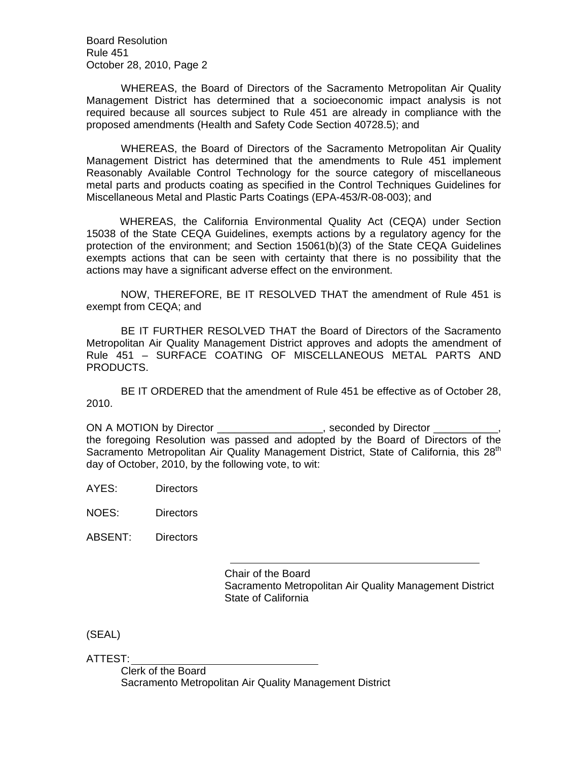WHEREAS, the Board of Directors of the Sacramento Metropolitan Air Quality Management District has determined that a socioeconomic impact analysis is not required because all sources subject to Rule 451 are already in compliance with the proposed amendments (Health and Safety Code Section 40728.5); and

WHEREAS, the Board of Directors of the Sacramento Metropolitan Air Quality Management District has determined that the amendments to Rule 451 implement Reasonably Available Control Technology for the source category of miscellaneous metal parts and products coating as specified in the Control Techniques Guidelines for Miscellaneous Metal and Plastic Parts Coatings (EPA-453/R-08-003); and

WHEREAS, the California Environmental Quality Act (CEQA) under Section 15038 of the State CEQA Guidelines, exempts actions by a regulatory agency for the protection of the environment; and Section 15061(b)(3) of the State CEQA Guidelines exempts actions that can be seen with certainty that there is no possibility that the actions may have a significant adverse effect on the environment.

NOW, THEREFORE, BE IT RESOLVED THAT the amendment of Rule 451 is exempt from CEQA; and

BE IT FURTHER RESOLVED THAT the Board of Directors of the Sacramento Metropolitan Air Quality Management District approves and adopts the amendment of Rule 451 – SURFACE COATING OF MISCELLANEOUS METAL PARTS AND PRODUCTS.

BE IT ORDERED that the amendment of Rule 451 be effective as of October 28, 2010.

ON A MOTION by Director __________________, seconded by Director ___________, the foregoing Resolution was passed and adopted by the Board of Directors of the Sacramento Metropolitan Air Quality Management District, State of California, this 28th day of October, 2010, by the following vote, to wit:

AYES: Directors

NOES: Directors

ABSENT: Directors

_____________________________________________

Chair of the Board
Sacramento Metropolitan Air Quality Management District
State of California

(SEAL)

ATTEST: ________________________________

Clerk of the Board
Sacramento Metropolitan Air Quality Management District